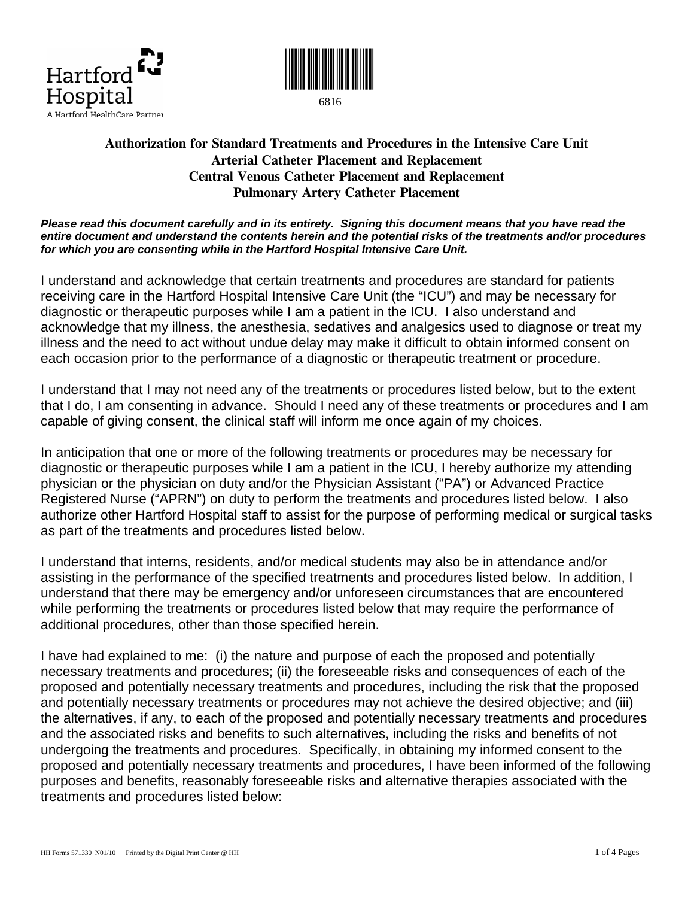Hartford Hospital

A Hartford HealthCare Partner

6816

# Authorization for Standard Treatments and Procedures in the Intensive Care Unit
## Arterial Catheter Placement and Replacement
## Central Venous Catheter Placement and Replacement
## Pulmonary Artery Catheter Placement

***Please read this document carefully and in its entirety. Signing this document means that you have read the entire document and understand the contents herein and the potential risks of the treatments and/or procedures for which you are consenting while in the Hartford Hospital Intensive Care Unit.***

I understand and acknowledge that certain treatments and procedures are standard for patients receiving care in the Hartford Hospital Intensive Care Unit (the "ICU") and may be necessary for diagnostic or therapeutic purposes while I am a patient in the ICU. I also understand and acknowledge that my illness, the anesthesia, sedatives and analgesics used to diagnose or treat my illness and the need to act without undue delay may make it difficult to obtain informed consent on each occasion prior to the performance of a diagnostic or therapeutic treatment or procedure.

I understand that I may not need any of the treatments or procedures listed below, but to the extent that I do, I am consenting in advance. Should I need any of these treatments or procedures and I am capable of giving consent, the clinical staff will inform me once again of my choices.

In anticipation that one or more of the following treatments or procedures may be necessary for diagnostic or therapeutic purposes while I am a patient in the ICU, I hereby authorize my attending physician or the physician on duty and/or the Physician Assistant ("PA") or Advanced Practice Registered Nurse ("APRN") on duty to perform the treatments and procedures listed below. I also authorize other Hartford Hospital staff to assist for the purpose of performing medical or surgical tasks as part of the treatments and procedures listed below.

I understand that interns, residents, and/or medical students may also be in attendance and/or assisting in the performance of the specified treatments and procedures listed below. In addition, I understand that there may be emergency and/or unforeseen circumstances that are encountered while performing the treatments or procedures listed below that may require the performance of additional procedures, other than those specified herein.

I have had explained to me: (i) the nature and purpose of each the proposed and potentially necessary treatments and procedures; (ii) the foreseeable risks and consequences of each of the proposed and potentially necessary treatments and procedures, including the risk that the proposed and potentially necessary treatments or procedures may not achieve the desired objective; and (iii) the alternatives, if any, to each of the proposed and potentially necessary treatments and procedures and the associated risks and benefits to such alternatives, including the risks and benefits of not undergoing the treatments and procedures. Specifically, in obtaining my informed consent to the proposed and potentially necessary treatments and procedures, I have been informed of the following purposes and benefits, reasonably foreseeable risks and alternative therapies associated with the treatments and procedures listed below:

HH Forms 571330 N01/10 Printed by the Digital Print Center @ HH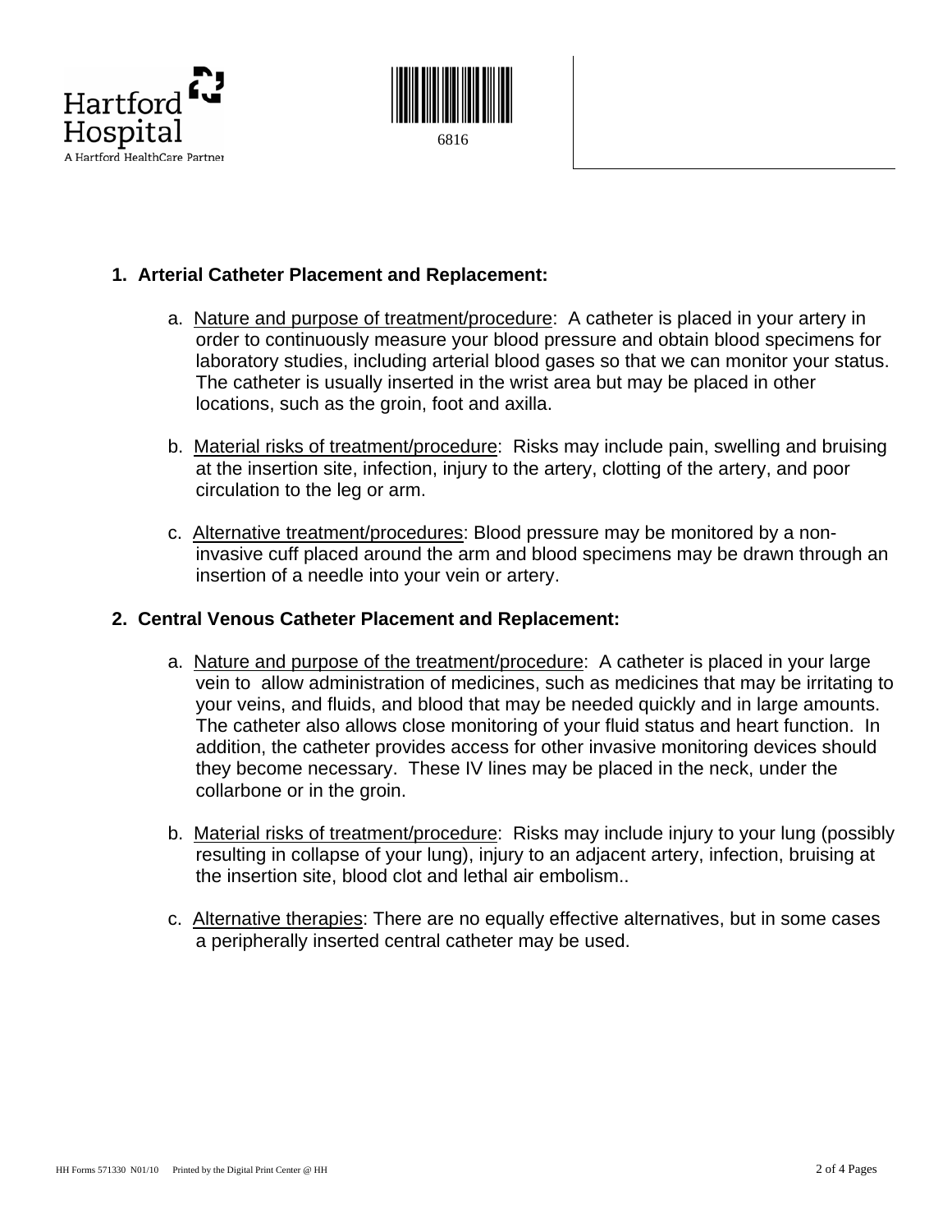## 1. Arterial Catheter Placement and Replacement:

a. Nature and purpose of treatment/procedure: A catheter is placed in your artery in order to continuously measure your blood pressure and obtain blood specimens for laboratory studies, including arterial blood gases so that we can monitor your status. The catheter is usually inserted in the wrist area but may be placed in other locations, such as the groin, foot and axilla.

b. Material risks of treatment/procedure: Risks may include pain, swelling and bruising at the insertion site, infection, injury to the artery, clotting of the artery, and poor circulation to the leg or arm.

c. Alternative treatment/procedures: Blood pressure may be monitored by a non-invasive cuff placed around the arm and blood specimens may be drawn through an insertion of a needle into your vein or artery.

## 2. Central Venous Catheter Placement and Replacement:

a. Nature and purpose of the treatment/procedure: A catheter is placed in your large vein to allow administration of medicines, such as medicines that may be irritating to your veins, and fluids, and blood that may be needed quickly and in large amounts. The catheter also allows close monitoring of your fluid status and heart function. In addition, the catheter provides access for other invasive monitoring devices should they become necessary. These IV lines may be placed in the neck, under the collarbone or in the groin.

b. Material risks of treatment/procedure: Risks may include injury to your lung (possibly resulting in collapse of your lung), injury to an adjacent artery, infection, bruising at the insertion site, blood clot and lethal air embolism..

c. Alternative therapies: There are no equally effective alternatives, but in some cases a peripherally inserted central catheter may be used.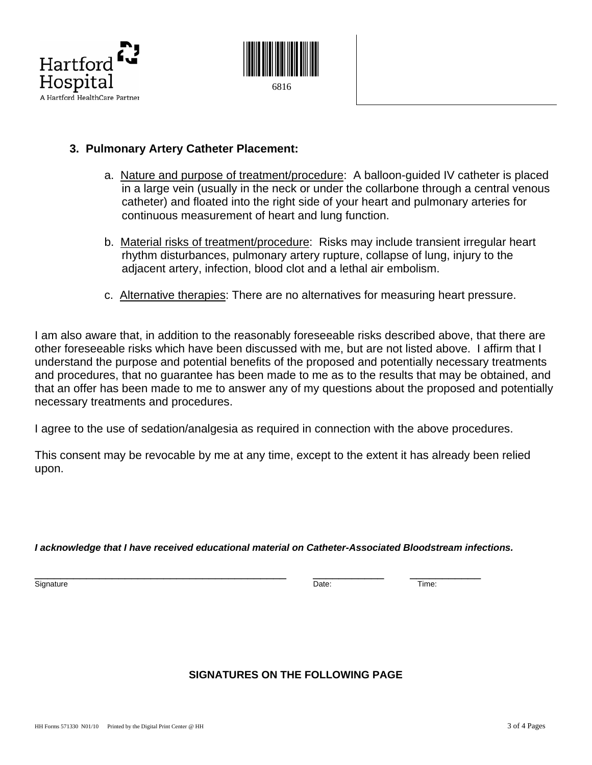Hartford Hospital
A Hartford HealthCare Partner

6816

### 3. Pulmonary Artery Catheter Placement:

a. Nature and purpose of treatment/procedure: A balloon-guided IV catheter is placed in a large vein (usually in the neck or under the collarbone through a central venous catheter) and floated into the right side of your heart and pulmonary arteries for continuous measurement of heart and lung function.

b. Material risks of treatment/procedure: Risks may include transient irregular heart rhythm disturbances, pulmonary artery rupture, collapse of lung, injury to the adjacent artery, infection, blood clot and a lethal air embolism.

c. Alternative therapies: There are no alternatives for measuring heart pressure.

I am also aware that, in addition to the reasonably foreseeable risks described above, that there are other foreseeable risks which have been discussed with me, but are not listed above. I affirm that I understand the purpose and potential benefits of the proposed and potentially necessary treatments and procedures, that no guarantee has been made to me as to the results that may be obtained, and that an offer has been made to me to answer any of my questions about the proposed and potentially necessary treatments and procedures.

I agree to the use of sedation/analgesia as required in connection with the above procedures.

This consent may be revocable by me at any time, except to the extent it has already been relied upon.

***I acknowledge that I have received educational material on Catheter-Associated Bloodstream infections.***

\_\_\_\_\_\_\_\_\_\_\_\_\_\_\_\_\_\_\_\_\_\_\_\_\_\_\_\_\_\_\_\_\_\_\_\_\_\_\_\_\_\_\_\_ \_\_\_\_\_\_\_\_\_\_\_\_\_ \_\_\_\_\_\_\_\_\_\_\_\_\_
Signature Date: Time:

**SIGNATURES ON THE FOLLOWING PAGE**

HH Forms 571330 N01/10 Printed by the Digital Print Center @ HH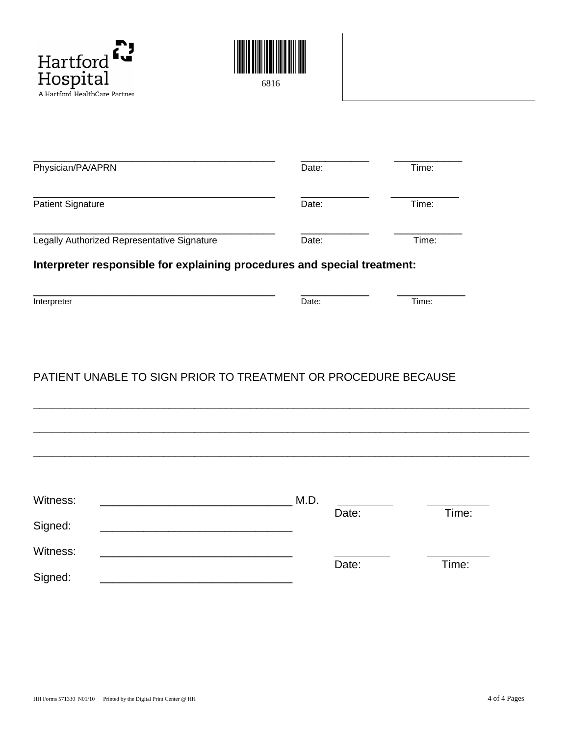Hartford Hospital
A Hartford HealthCare Partner

6816

\_\_\_\_\_\_\_\_\_\_\_\_\_\_\_\_\_\_\_\_\_\_\_\_\_\_\_\_\_\_\_\_\_\_\_\_\_\_\_\_\_\_ \_\_\_\_\_\_\_\_\_\_\_\_ \_\_\_\_\_\_\_\_\_\_\_\_
Physician/PA/APRN Date: Time:

\_\_\_\_\_\_\_\_\_\_\_\_\_\_\_\_\_\_\_\_\_\_\_\_\_\_\_\_\_\_\_\_\_\_\_\_\_\_\_\_\_\_ \_\_\_\_\_\_\_\_\_\_\_\_ \_\_\_\_\_\_\_\_\_\_\_\_
Patient Signature Date: Time:

\_\_\_\_\_\_\_\_\_\_\_\_\_\_\_\_\_\_\_\_\_\_\_\_\_\_\_\_\_\_\_\_\_\_\_\_\_\_\_\_\_\_ \_\_\_\_\_\_\_\_\_\_\_\_ \_\_\_\_\_\_\_\_\_\_\_\_
Legally Authorized Representative Signature Date: Time:

**Interpreter responsible for explaining procedures and special treatment:**

\_\_\_\_\_\_\_\_\_\_\_\_\_\_\_\_\_\_\_\_\_\_\_\_\_\_\_\_\_\_\_\_\_\_\_\_\_\_\_\_\_\_ \_\_\_\_\_\_\_\_\_\_\_\_ \_\_\_\_\_\_\_\_\_\_\_\_
Interpreter Date: Time:

PATIENT UNABLE TO SIGN PRIOR TO TREATMENT OR PROCEDURE BECAUSE

\_\_\_\_\_\_\_\_\_\_\_\_\_\_\_\_\_\_\_\_\_\_\_\_\_\_\_\_\_\_\_\_\_\_\_\_\_\_\_\_\_\_\_\_\_\_\_\_\_\_\_\_\_\_\_\_\_\_\_\_\_\_\_\_\_\_\_\_\_\_\_\_\_\_\_\_

\_\_\_\_\_\_\_\_\_\_\_\_\_\_\_\_\_\_\_\_\_\_\_\_\_\_\_\_\_\_\_\_\_\_\_\_\_\_\_\_\_\_\_\_\_\_\_\_\_\_\_\_\_\_\_\_\_\_\_\_\_\_\_\_\_\_\_\_\_\_\_\_\_\_\_\_

\_\_\_\_\_\_\_\_\_\_\_\_\_\_\_\_\_\_\_\_\_\_\_\_\_\_\_\_\_\_\_\_\_\_\_\_\_\_\_\_\_\_\_\_\_\_\_\_\_\_\_\_\_\_\_\_\_\_\_\_\_\_\_\_\_\_\_\_\_\_\_\_\_\_\_\_

Witness: \_\_\_\_\_\_\_\_\_\_\_\_\_\_\_\_\_\_\_\_\_\_\_\_\_\_\_\_\_\_ M.D. \_\_\_\_\_\_\_\_\_ \_\_\_\_\_\_\_\_\_\_
Date: Time:

Signed: \_\_\_\_\_\_\_\_\_\_\_\_\_\_\_\_\_\_\_\_\_\_\_\_\_\_\_\_\_\_

Witness: \_\_\_\_\_\_\_\_\_\_\_\_\_\_\_\_\_\_\_\_\_\_\_\_\_\_\_\_\_\_ \_\_\_\_\_\_\_\_\_ \_\_\_\_\_\_\_\_\_\_
Date: Time:

Signed: \_\_\_\_\_\_\_\_\_\_\_\_\_\_\_\_\_\_\_\_\_\_\_\_\_\_\_\_\_\_

HH Forms 571330 N01/10 Printed by the Digital Print Center @ HH